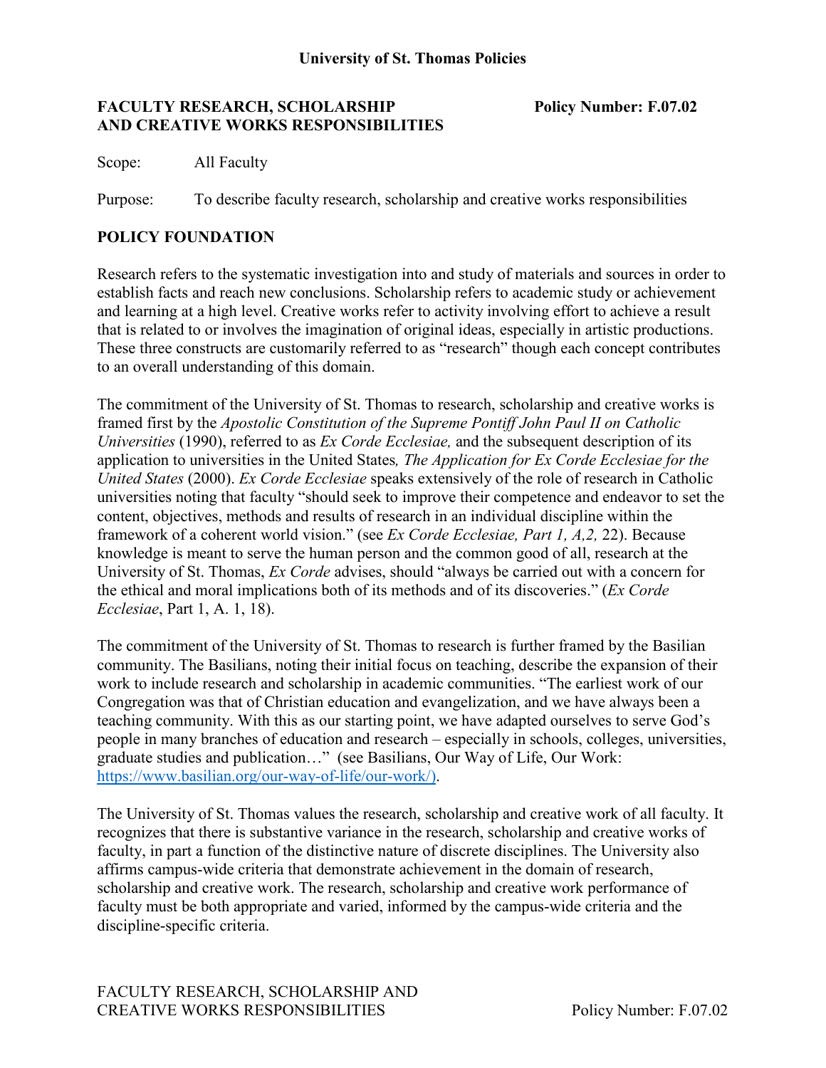**University of St. Thomas Policies**

# FACULTY RESEARCH, SCHOLARSHIP AND CREATIVE WORKS RESPONSIBILITIES

**Policy Number: F.07.02**

Scope: All Faculty

Purpose: To describe faculty research, scholarship and creative works responsibilities

## POLICY FOUNDATION

Research refers to the systematic investigation into and study of materials and sources in order to establish facts and reach new conclusions. Scholarship refers to academic study or achievement and learning at a high level. Creative works refer to activity involving effort to achieve a result that is related to or involves the imagination of original ideas, especially in artistic productions. These three constructs are customarily referred to as "research" though each concept contributes to an overall understanding of this domain.

The commitment of the University of St. Thomas to research, scholarship and creative works is framed first by the *Apostolic Constitution of the Supreme Pontiff John Paul II on Catholic Universities* (1990), referred to as *Ex Corde Ecclesiae,* and the subsequent description of its application to universities in the United States*, The Application for Ex Corde Ecclesiae for the United States* (2000). *Ex Corde Ecclesiae* speaks extensively of the role of research in Catholic universities noting that faculty "should seek to improve their competence and endeavor to set the content, objectives, methods and results of research in an individual discipline within the framework of a coherent world vision." (see *Ex Corde Ecclesiae, Part 1, A,2,* 22). Because knowledge is meant to serve the human person and the common good of all, research at the University of St. Thomas, *Ex Corde* advises, should "always be carried out with a concern for the ethical and moral implications both of its methods and of its discoveries." (*Ex Corde Ecclesiae*, Part 1, A. 1, 18).

The commitment of the University of St. Thomas to research is further framed by the Basilian community. The Basilians, noting their initial focus on teaching, describe the expansion of their work to include research and scholarship in academic communities. "The earliest work of our Congregation was that of Christian education and evangelization, and we have always been a teaching community. With this as our starting point, we have adapted ourselves to serve God's people in many branches of education and research – especially in schools, colleges, universities, graduate studies and publication…" (see Basilians, Our Way of Life, Our Work: https://www.basilian.org/our-way-of-life/our-work/).

The University of St. Thomas values the research, scholarship and creative work of all faculty. It recognizes that there is substantive variance in the research, scholarship and creative works of faculty, in part a function of the distinctive nature of discrete disciplines. The University also affirms campus-wide criteria that demonstrate achievement in the domain of research, scholarship and creative work. The research, scholarship and creative work performance of faculty must be both appropriate and varied, informed by the campus-wide criteria and the discipline-specific criteria.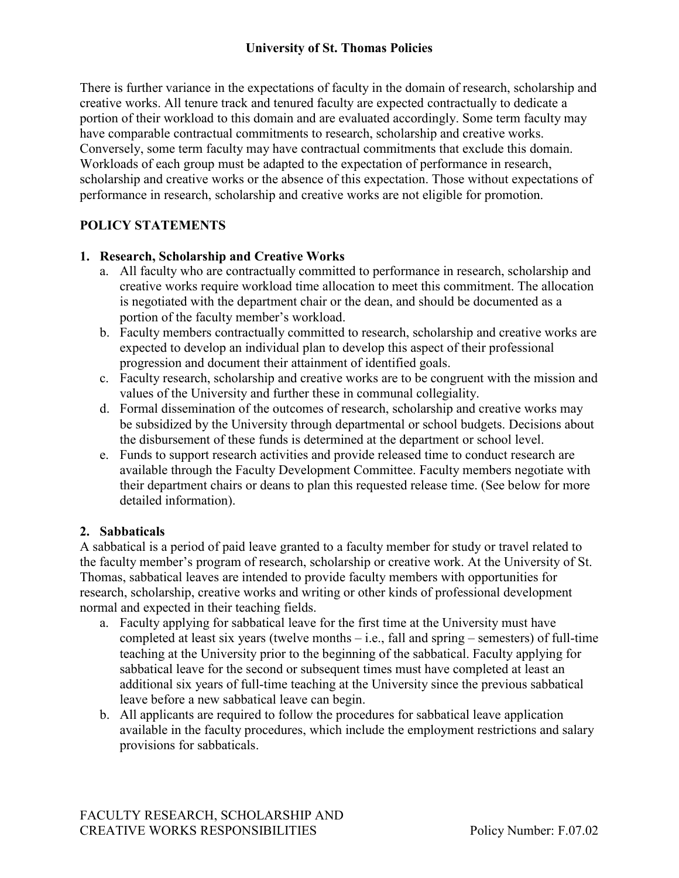There is further variance in the expectations of faculty in the domain of research, scholarship and creative works. All tenure track and tenured faculty are expected contractually to dedicate a portion of their workload to this domain and are evaluated accordingly. Some term faculty may have comparable contractual commitments to research, scholarship and creative works. Conversely, some term faculty may have contractual commitments that exclude this domain. Workloads of each group must be adapted to the expectation of performance in research, scholarship and creative works or the absence of this expectation. Those without expectations of performance in research, scholarship and creative works are not eligible for promotion.

## POLICY STATEMENTS

### 1. Research, Scholarship and Creative Works

a. All faculty who are contractually committed to performance in research, scholarship and creative works require workload time allocation to meet this commitment. The allocation is negotiated with the department chair or the dean, and should be documented as a portion of the faculty member's workload.

b. Faculty members contractually committed to research, scholarship and creative works are expected to develop an individual plan to develop this aspect of their professional progression and document their attainment of identified goals.

c. Faculty research, scholarship and creative works are to be congruent with the mission and values of the University and further these in communal collegiality.

d. Formal dissemination of the outcomes of research, scholarship and creative works may be subsidized by the University through departmental or school budgets. Decisions about the disbursement of these funds is determined at the department or school level.

e. Funds to support research activities and provide released time to conduct research are available through the Faculty Development Committee. Faculty members negotiate with their department chairs or deans to plan this requested release time. (See below for more detailed information).

### 2. Sabbaticals

A sabbatical is a period of paid leave granted to a faculty member for study or travel related to the faculty member's program of research, scholarship or creative work. At the University of St. Thomas, sabbatical leaves are intended to provide faculty members with opportunities for research, scholarship, creative works and writing or other kinds of professional development normal and expected in their teaching fields.

a. Faculty applying for sabbatical leave for the first time at the University must have completed at least six years (twelve months – i.e., fall and spring – semesters) of full-time teaching at the University prior to the beginning of the sabbatical. Faculty applying for sabbatical leave for the second or subsequent times must have completed at least an additional six years of full-time teaching at the University since the previous sabbatical leave before a new sabbatical leave can begin.

b. All applicants are required to follow the procedures for sabbatical leave application available in the faculty procedures, which include the employment restrictions and salary provisions for sabbaticals.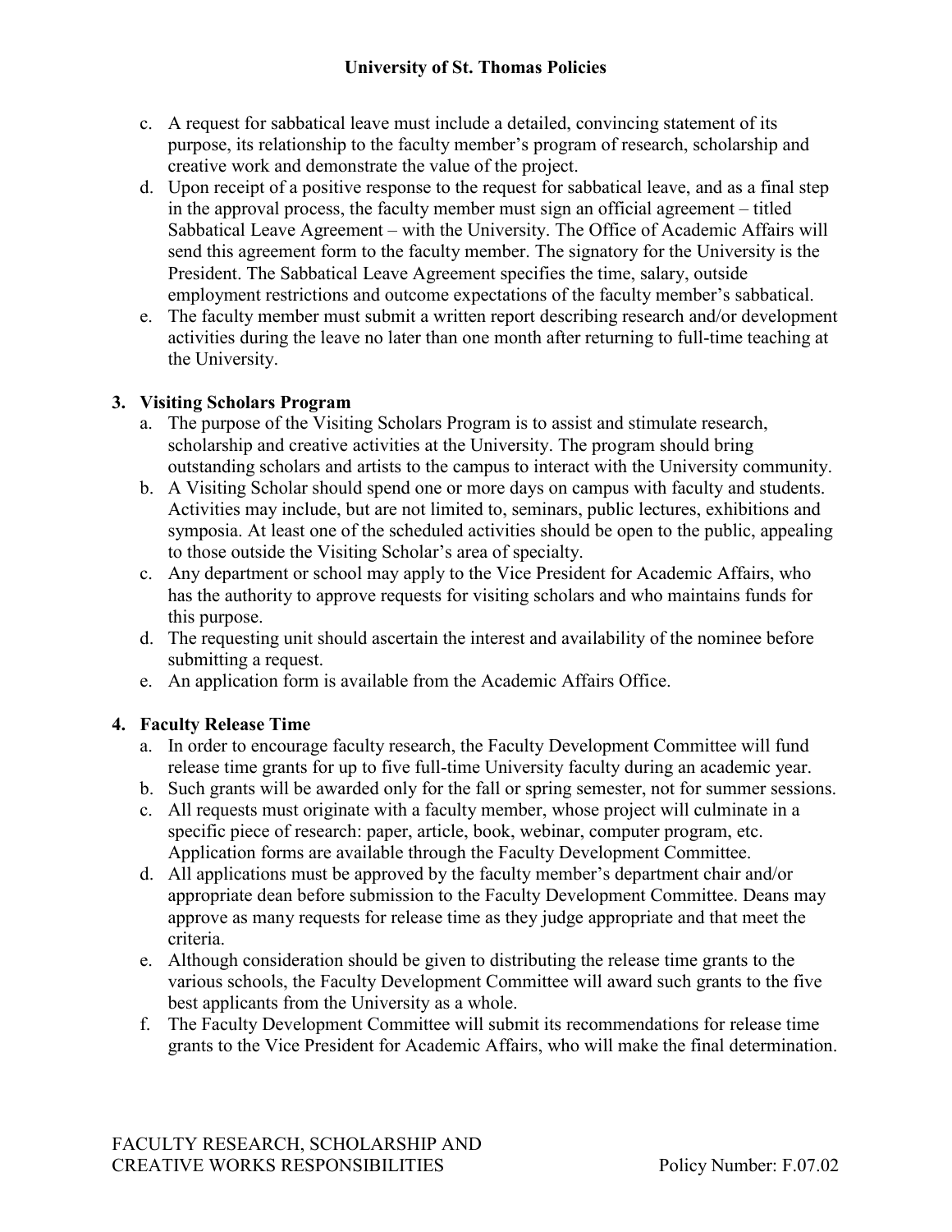c. A request for sabbatical leave must include a detailed, convincing statement of its purpose, its relationship to the faculty member's program of research, scholarship and creative work and demonstrate the value of the project.
d. Upon receipt of a positive response to the request for sabbatical leave, and as a final step in the approval process, the faculty member must sign an official agreement – titled Sabbatical Leave Agreement – with the University. The Office of Academic Affairs will send this agreement form to the faculty member. The signatory for the University is the President. The Sabbatical Leave Agreement specifies the time, salary, outside employment restrictions and outcome expectations of the faculty member's sabbatical.
e. The faculty member must submit a written report describing research and/or development activities during the leave no later than one month after returning to full-time teaching at the University.

### 3. Visiting Scholars Program

a. The purpose of the Visiting Scholars Program is to assist and stimulate research, scholarship and creative activities at the University. The program should bring outstanding scholars and artists to the campus to interact with the University community.
b. A Visiting Scholar should spend one or more days on campus with faculty and students. Activities may include, but are not limited to, seminars, public lectures, exhibitions and symposia. At least one of the scheduled activities should be open to the public, appealing to those outside the Visiting Scholar's area of specialty.
c. Any department or school may apply to the Vice President for Academic Affairs, who has the authority to approve requests for visiting scholars and who maintains funds for this purpose.
d. The requesting unit should ascertain the interest and availability of the nominee before submitting a request.
e. An application form is available from the Academic Affairs Office.

### 4. Faculty Release Time

a. In order to encourage faculty research, the Faculty Development Committee will fund release time grants for up to five full-time University faculty during an academic year.
b. Such grants will be awarded only for the fall or spring semester, not for summer sessions.
c. All requests must originate with a faculty member, whose project will culminate in a specific piece of research: paper, article, book, webinar, computer program, etc. Application forms are available through the Faculty Development Committee.
d. All applications must be approved by the faculty member's department chair and/or appropriate dean before submission to the Faculty Development Committee. Deans may approve as many requests for release time as they judge appropriate and that meet the criteria.
e. Although consideration should be given to distributing the release time grants to the various schools, the Faculty Development Committee will award such grants to the five best applicants from the University as a whole.
f. The Faculty Development Committee will submit its recommendations for release time grants to the Vice President for Academic Affairs, who will make the final determination.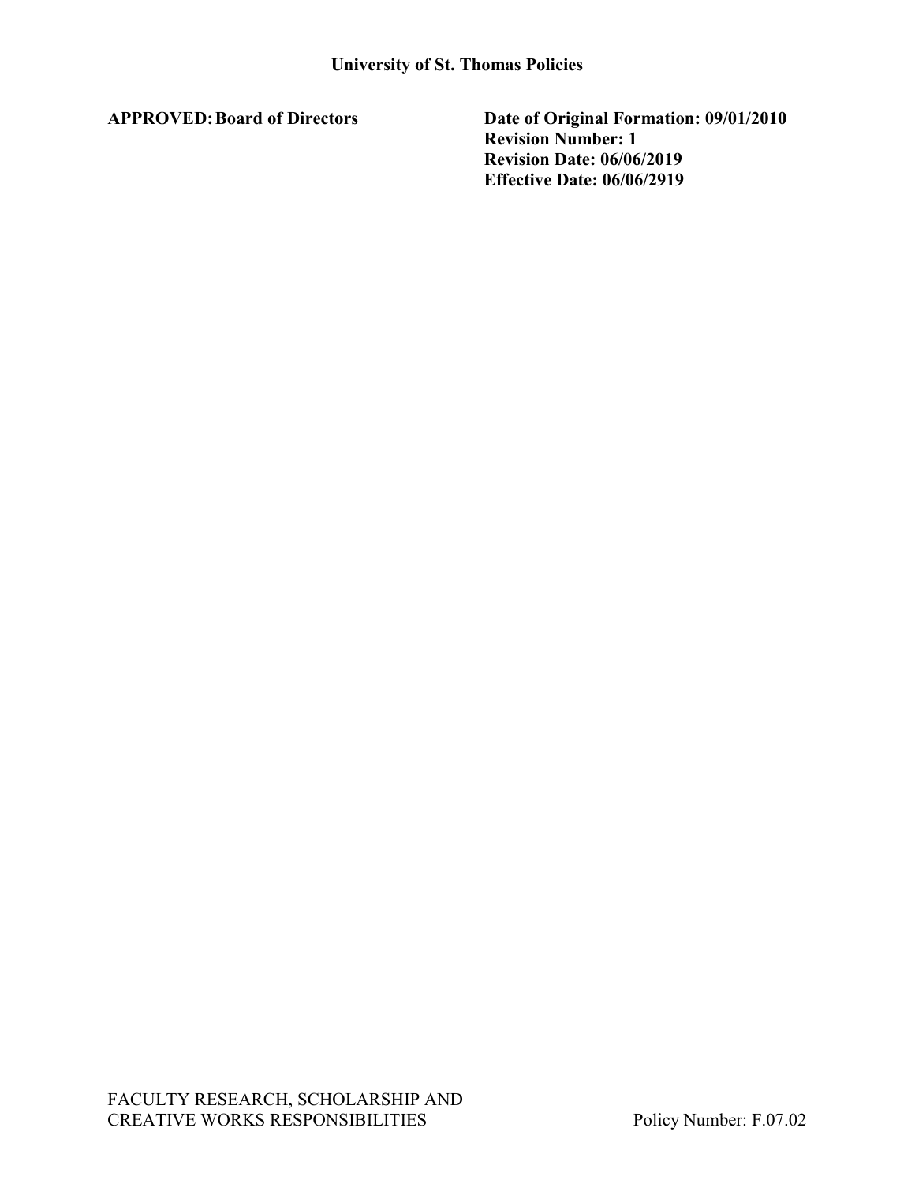**APPROVED: Board of Directors**

**Date of Original Formation: 09/01/2010**
**Revision Number: 1**
**Revision Date: 06/06/2019**
**Effective Date: 06/06/2919**